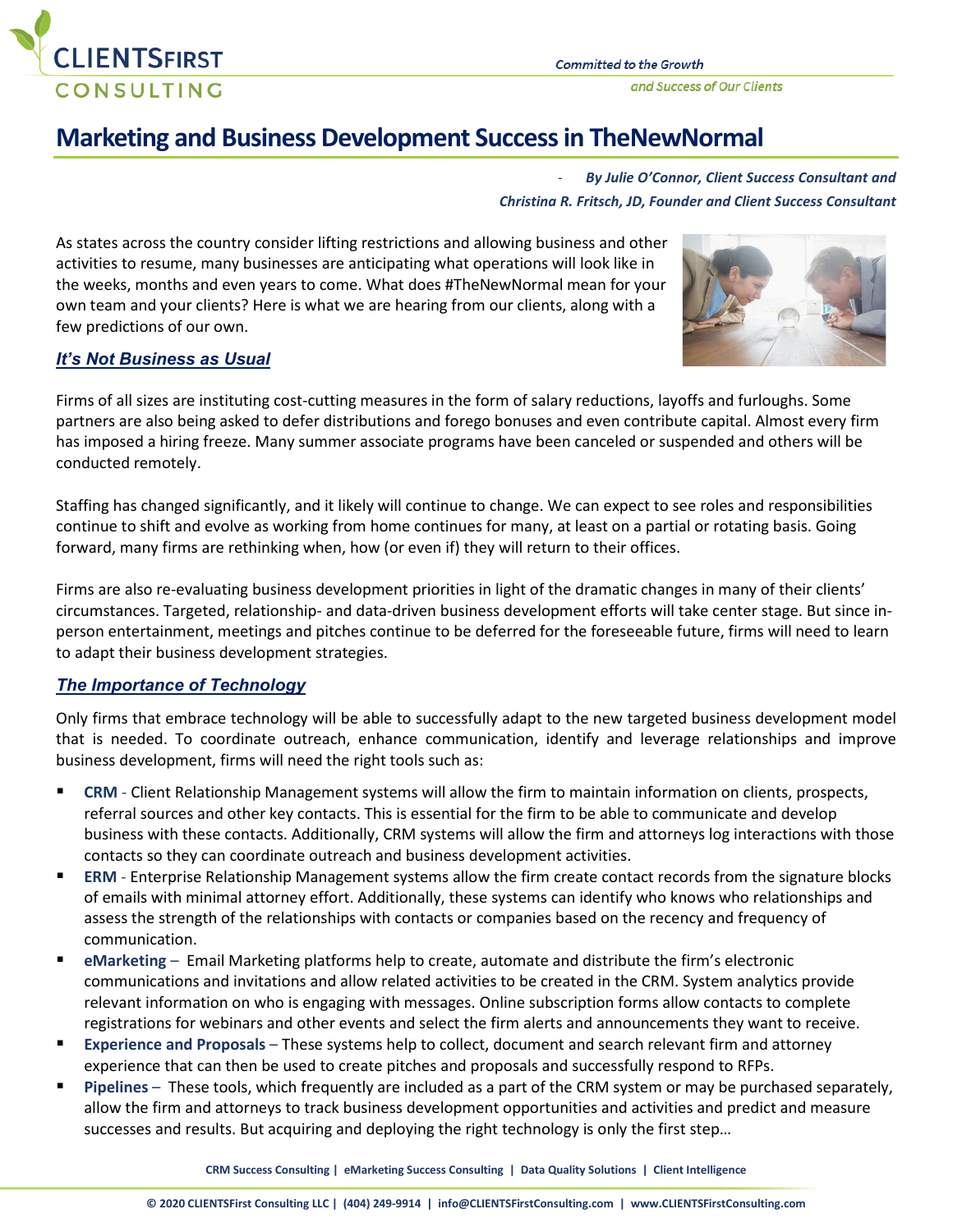# Marketing and Business Development Success in TheNewNormal

*- By Julie O'Connor, Client Success Consultant and Christina R. Fritsch, JD, Founder and Client Success Consultant*

As states across the country consider lifting restrictions and allowing business and other activities to resume, many businesses are anticipating what operations will look like in the weeks, months and even years to come. What does #TheNewNormal mean for your own team and your clients? Here is what we are hearing from our clients, along with a few predictions of our own.

## *It's Not Business as Usual*

Firms of all sizes are instituting cost-cutting measures in the form of salary reductions, layoffs and furloughs. Some partners are also being asked to defer distributions and forego bonuses and even contribute capital. Almost every firm has imposed a hiring freeze. Many summer associate programs have been canceled or suspended and others will be conducted remotely.

Staffing has changed significantly, and it likely will continue to change. We can expect to see roles and responsibilities continue to shift and evolve as working from home continues for many, at least on a partial or rotating basis. Going forward, many firms are rethinking when, how (or even if) they will return to their offices.

Firms are also re-evaluating business development priorities in light of the dramatic changes in many of their clients' circumstances. Targeted, relationship- and data-driven business development efforts will take center stage. But since in-person entertainment, meetings and pitches continue to be deferred for the foreseeable future, firms will need to learn to adapt their business development strategies.

## *The Importance of Technology*

Only firms that embrace technology will be able to successfully adapt to the new targeted business development model that is needed. To coordinate outreach, enhance communication, identify and leverage relationships and improve business development, firms will need the right tools such as:

- **CRM** - Client Relationship Management systems will allow the firm to maintain information on clients, prospects, referral sources and other key contacts. This is essential for the firm to be able to communicate and develop business with these contacts. Additionally, CRM systems will allow the firm and attorneys log interactions with those contacts so they can coordinate outreach and business development activities.
- **ERM** - Enterprise Relationship Management systems allow the firm create contact records from the signature blocks of emails with minimal attorney effort. Additionally, these systems can identify who knows who relationships and assess the strength of the relationships with contacts or companies based on the recency and frequency of communication.
- **eMarketing** – Email Marketing platforms help to create, automate and distribute the firm's electronic communications and invitations and allow related activities to be created in the CRM. System analytics provide relevant information on who is engaging with messages. Online subscription forms allow contacts to complete registrations for webinars and other events and select the firm alerts and announcements they want to receive.
- **Experience and Proposals** – These systems help to collect, document and search relevant firm and attorney experience that can then be used to create pitches and proposals and successfully respond to RFPs.
- **Pipelines** – These tools, which frequently are included as a part of the CRM system or may be purchased separately, allow the firm and attorneys to track business development opportunities and activities and predict and measure successes and results. But acquiring and deploying the right technology is only the first step…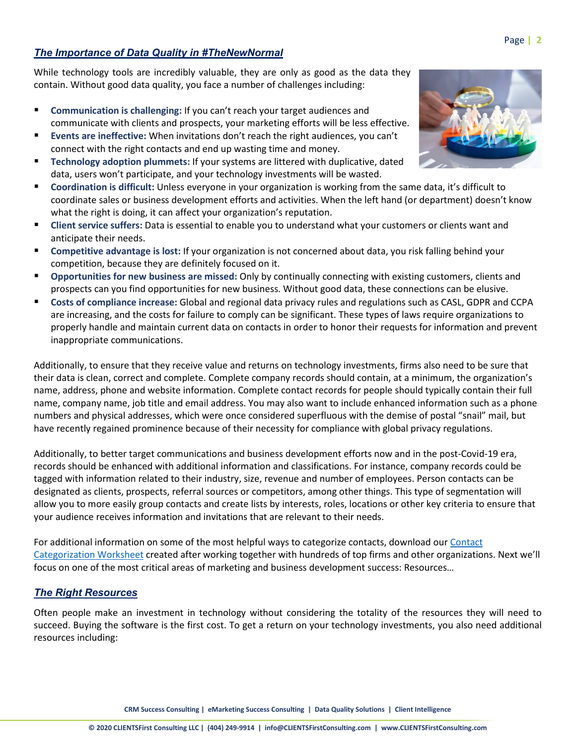## *The Importance of Data Quality in #TheNewNormal*

While technology tools are incredibly valuable, they are only as good as the data they contain. Without good data quality, you face a number of challenges including:

- **Communication is challenging:** If you can't reach your target audiences and communicate with clients and prospects, your marketing efforts will be less effective.
- **Events are ineffective:** When invitations don't reach the right audiences, you can't connect with the right contacts and end up wasting time and money.
- **Technology adoption plummets:** If your systems are littered with duplicative, dated data, users won't participate, and your technology investments will be wasted.
- **Coordination is difficult:** Unless everyone in your organization is working from the same data, it's difficult to coordinate sales or business development efforts and activities. When the left hand (or department) doesn't know what the right is doing, it can affect your organization's reputation.
- **Client service suffers:** Data is essential to enable you to understand what your customers or clients want and anticipate their needs.
- **Competitive advantage is lost:** If your organization is not concerned about data, you risk falling behind your competition, because they are definitely focused on it.
- **Opportunities for new business are missed:** Only by continually connecting with existing customers, clients and prospects can you find opportunities for new business. Without good data, these connections can be elusive.
- **Costs of compliance increase:** Global and regional data privacy rules and regulations such as CASL, GDPR and CCPA are increasing, and the costs for failure to comply can be significant. These types of laws require organizations to properly handle and maintain current data on contacts in order to honor their requests for information and prevent inappropriate communications.

Additionally, to ensure that they receive value and returns on technology investments, firms also need to be sure that their data is clean, correct and complete. Complete company records should contain, at a minimum, the organization's name, address, phone and website information. Complete contact records for people should typically contain their full name, company name, job title and email address. You may also want to include enhanced information such as a phone numbers and physical addresses, which were once considered superfluous with the demise of postal "snail" mail, but have recently regained prominence because of their necessity for compliance with global privacy regulations.

Additionally, to better target communications and business development efforts now and in the post-Covid-19 era, records should be enhanced with additional information and classifications. For instance, company records could be tagged with information related to their industry, size, revenue and number of employees. Person contacts can be designated as clients, prospects, referral sources or competitors, among other things. This type of segmentation will allow you to more easily group contacts and create lists by interests, roles, locations or other key criteria to ensure that your audience receives information and invitations that are relevant to their needs.

For additional information on some of the most helpful ways to categorize contacts, download our Contact Categorization Worksheet created after working together with hundreds of top firms and other organizations. Next we'll focus on one of the most critical areas of marketing and business development success: Resources…

## *The Right Resources*

Often people make an investment in technology without considering the totality of the resources they will need to succeed. Buying the software is the first cost. To get a return on your technology investments, you also need additional resources including: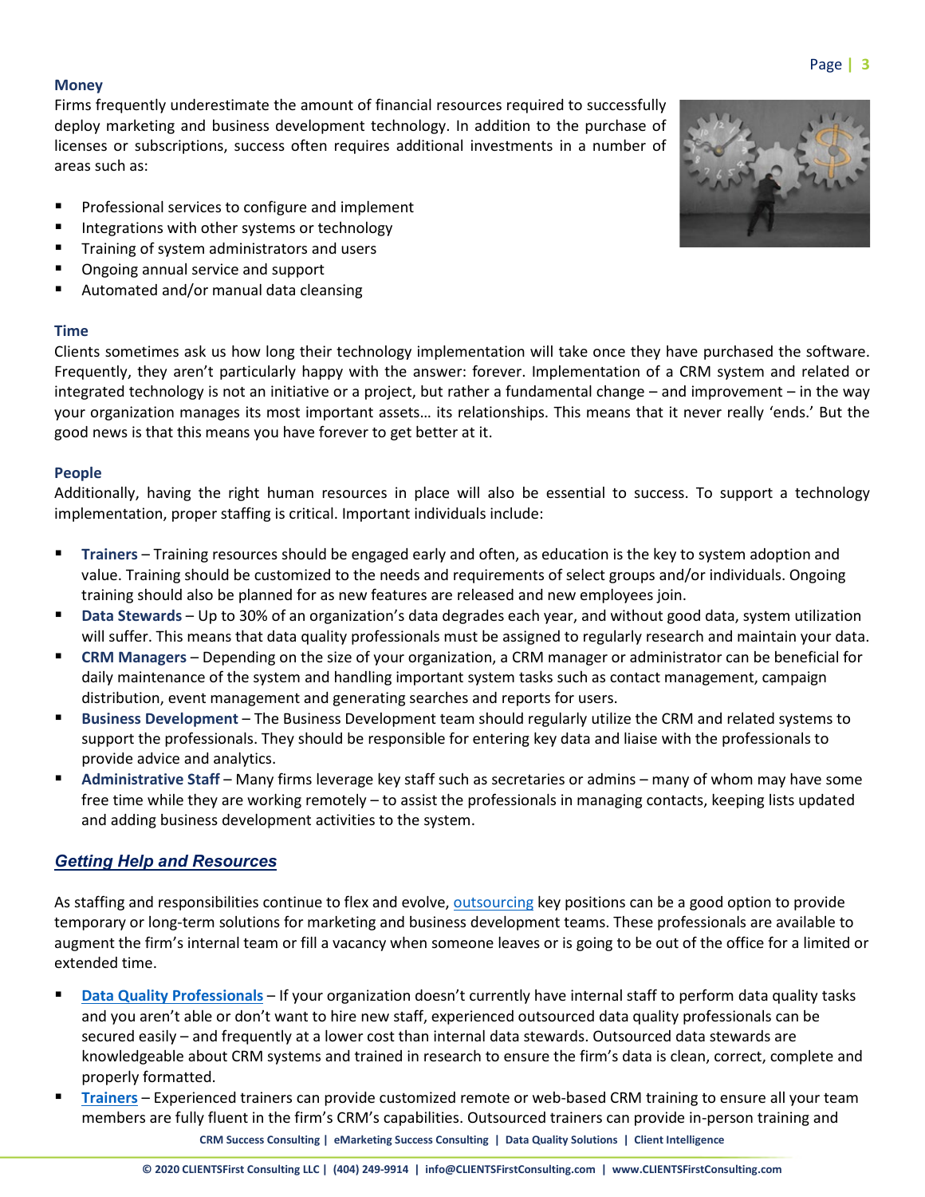### Money

Firms frequently underestimate the amount of financial resources required to successfully deploy marketing and business development technology. In addition to the purchase of licenses or subscriptions, success often requires additional investments in a number of areas such as:

- Professional services to configure and implement
- Integrations with other systems or technology
- Training of system administrators and users
- Ongoing annual service and support
- Automated and/or manual data cleansing

### Time

Clients sometimes ask us how long their technology implementation will take once they have purchased the software. Frequently, they aren't particularly happy with the answer: forever. Implementation of a CRM system and related or integrated technology is not an initiative or a project, but rather a fundamental change – and improvement – in the way your organization manages its most important assets… its relationships. This means that it never really 'ends.' But the good news is that this means you have forever to get better at it.

### People

Additionally, having the right human resources in place will also be essential to success. To support a technology implementation, proper staffing is critical. Important individuals include:

- **Trainers** – Training resources should be engaged early and often, as education is the key to system adoption and value. Training should be customized to the needs and requirements of select groups and/or individuals. Ongoing training should also be planned for as new features are released and new employees join.
- **Data Stewards** – Up to 30% of an organization's data degrades each year, and without good data, system utilization will suffer. This means that data quality professionals must be assigned to regularly research and maintain your data.
- **CRM Managers** – Depending on the size of your organization, a CRM manager or administrator can be beneficial for daily maintenance of the system and handling important system tasks such as contact management, campaign distribution, event management and generating searches and reports for users.
- **Business Development** – The Business Development team should regularly utilize the CRM and related systems to support the professionals. They should be responsible for entering key data and liaise with the professionals to provide advice and analytics.
- **Administrative Staff** – Many firms leverage key staff such as secretaries or admins – many of whom may have some free time while they are working remotely – to assist the professionals in managing contacts, keeping lists updated and adding business development activities to the system.

## *Getting Help and Resources*

As staffing and responsibilities continue to flex and evolve, outsourcing key positions can be a good option to provide temporary or long-term solutions for marketing and business development teams. These professionals are available to augment the firm's internal team or fill a vacancy when someone leaves or is going to be out of the office for a limited or extended time.

- **Data Quality Professionals** – If your organization doesn't currently have internal staff to perform data quality tasks and you aren't able or don't want to hire new staff, experienced outsourced data quality professionals can be secured easily – and frequently at a lower cost than internal data stewards. Outsourced data stewards are knowledgeable about CRM systems and trained in research to ensure the firm's data is clean, correct, complete and properly formatted.
- **Trainers** – Experienced trainers can provide customized remote or web-based CRM training to ensure all your team members are fully fluent in the firm's CRM's capabilities. Outsourced trainers can provide in-person training and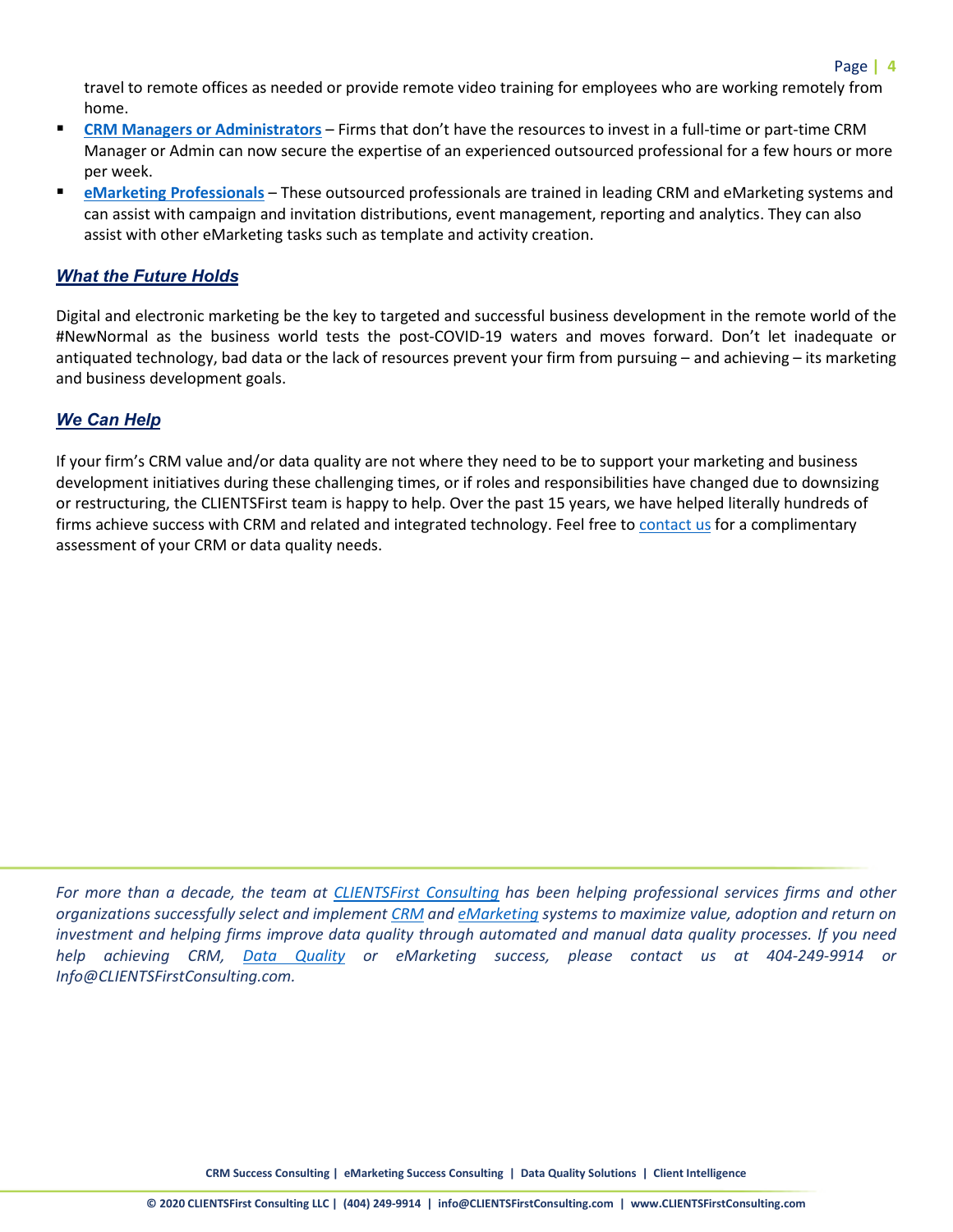travel to remote offices as needed or provide remote video training for employees who are working remotely from home.

- **CRM Managers or Administrators** – Firms that don't have the resources to invest in a full-time or part-time CRM Manager or Admin can now secure the expertise of an experienced outsourced professional for a few hours or more per week.
- **eMarketing Professionals** – These outsourced professionals are trained in leading CRM and eMarketing systems and can assist with campaign and invitation distributions, event management, reporting and analytics. They can also assist with other eMarketing tasks such as template and activity creation.

## *What the Future Holds*

Digital and electronic marketing be the key to targeted and successful business development in the remote world of the #NewNormal as the business world tests the post-COVID-19 waters and moves forward. Don't let inadequate or antiquated technology, bad data or the lack of resources prevent your firm from pursuing – and achieving – its marketing and business development goals.

## *We Can Help*

If your firm's CRM value and/or data quality are not where they need to be to support your marketing and business development initiatives during these challenging times, or if roles and responsibilities have changed due to downsizing or restructuring, the CLIENTSFirst team is happy to help. Over the past 15 years, we have helped literally hundreds of firms achieve success with CRM and related and integrated technology. Feel free to contact us for a complimentary assessment of your CRM or data quality needs.

---

*For more than a decade, the team at CLIENTSFirst Consulting has been helping professional services firms and other organizations successfully select and implement CRM and eMarketing systems to maximize value, adoption and return on investment and helping firms improve data quality through automated and manual data quality processes. If you need help achieving CRM, Data Quality or eMarketing success, please contact us at 404-249-9914 or Info@CLIENTSFirstConsulting.com.*

**CRM Success Consulting | eMarketing Success Consulting | Data Quality Solutions | Client Intelligence**

**© 2020 CLIENTSFirst Consulting LLC | (404) 249-9914 | info@CLIENTSFirstConsulting.com | www.CLIENTSFirstConsulting.com**